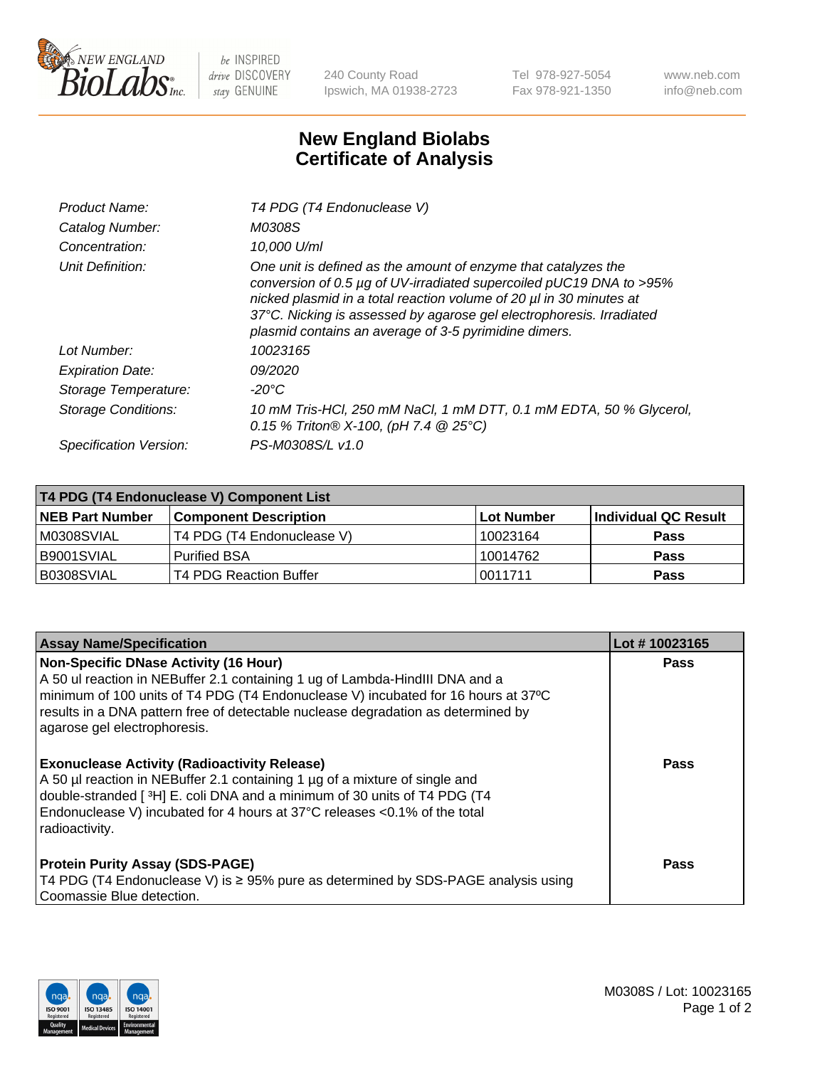# New England Biolabs
# Certificate of Analysis

| | |
|---|---|
| *Product Name:* | *T4 PDG (T4 Endonuclease V)* |
| *Catalog Number:* | *M0308S* |
| *Concentration:* | *10,000 U/ml* |
| *Unit Definition:* | *One unit is defined as the amount of enzyme that catalyzes the conversion of 0.5 µg of UV-irradiated supercoiled pUC19 DNA to >95% nicked plasmid in a total reaction volume of 20 µl in 30 minutes at 37°C. Nicking is assessed by agarose gel electrophoresis. Irradiated plasmid contains an average of 3-5 pyrimidine dimers.* |
| *Lot Number:* | *10023165* |
| *Expiration Date:* | *09/2020* |
| *Storage Temperature:* | *-20°C* |
| *Storage Conditions:* | *10 mM Tris-HCl, 250 mM NaCl, 1 mM DTT, 0.1 mM EDTA, 50 % Glycerol, 0.15 % Triton® X-100, (pH 7.4 @ 25°C)* |
| *Specification Version:* | *PS-M0308S/L v1.0* |

| T4 PDG (T4 Endonuclease V) Component List | | | |
|---|---|---|---|
| **NEB Part Number** | **Component Description** | **Lot Number** | **Individual QC Result** |
| M0308SVIAL | T4 PDG (T4 Endonuclease V) | 10023164 | **Pass** |
| B9001SVIAL | Purified BSA | 10014762 | **Pass** |
| B0308SVIAL | T4 PDG Reaction Buffer | 0011711 | **Pass** |

| Assay Name/Specification | Lot # 10023165 |
|---|---|
| **Non-Specific DNase Activity (16 Hour)**<br>A 50 ul reaction in NEBuffer 2.1 containing 1 ug of Lambda-HindIII DNA and a minimum of 100 units of T4 PDG (T4 Endonuclease V) incubated for 16 hours at 37ºC results in a DNA pattern free of detectable nuclease degradation as determined by agarose gel electrophoresis. | **Pass** |
| **Exonuclease Activity (Radioactivity Release)**<br>A 50 µl reaction in NEBuffer 2.1 containing 1 µg of a mixture of single and double-stranded [ $^3$H] E. coli DNA and a minimum of 30 units of T4 PDG (T4 Endonuclease V) incubated for 4 hours at 37°C releases <0.1% of the total radioactivity. | **Pass** |
| **Protein Purity Assay (SDS-PAGE)**<br>T4 PDG (T4 Endonuclease V) is ≥ 95% pure as determined by SDS-PAGE analysis using Coomassie Blue detection. | **Pass** |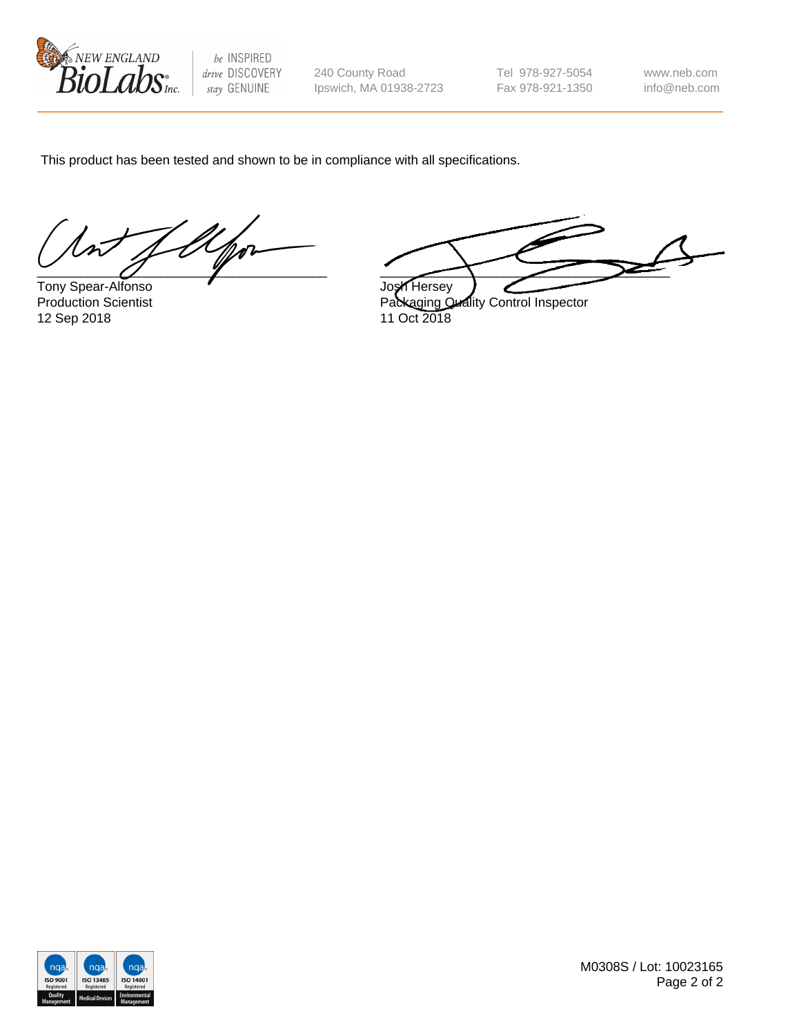This product has been tested and shown to be in compliance with all specifications.

Tony Spear-Alfonso
Production Scientist
12 Sep 2018

Josh Hersey
Packaging Quality Control Inspector
11 Oct 2018

M0308S / Lot: 10023165